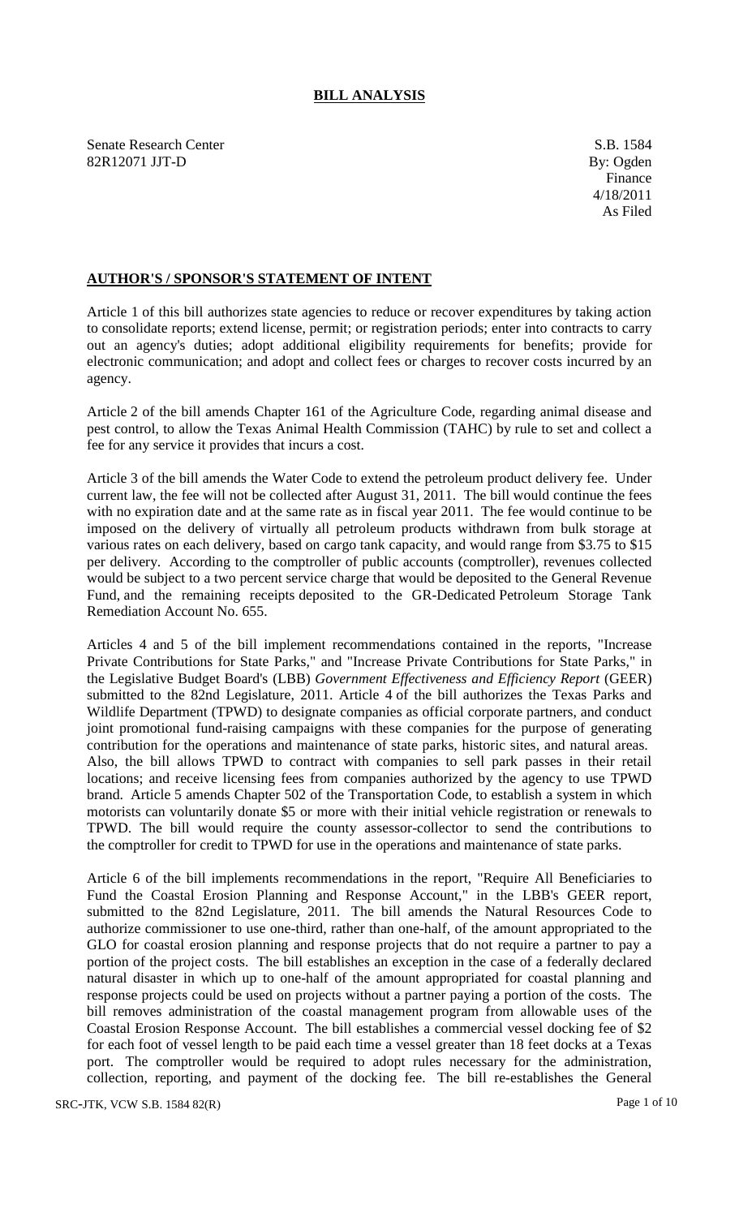# BILL ANALYSIS

Senate Research Center
82R12071 JJT-D

S.B. 1584
By: Ogden
Finance
4/18/2011
As Filed

## AUTHOR'S / SPONSOR'S STATEMENT OF INTENT

Article 1 of this bill authorizes state agencies to reduce or recover expenditures by taking action to consolidate reports; extend license, permit; or registration periods; enter into contracts to carry out an agency's duties; adopt additional eligibility requirements for benefits; provide for electronic communication; and adopt and collect fees or charges to recover costs incurred by an agency.

Article 2 of the bill amends Chapter 161 of the Agriculture Code, regarding animal disease and pest control, to allow the Texas Animal Health Commission (TAHC) by rule to set and collect a fee for any service it provides that incurs a cost.

Article 3 of the bill amends the Water Code to extend the petroleum product delivery fee. Under current law, the fee will not be collected after August 31, 2011. The bill would continue the fees with no expiration date and at the same rate as in fiscal year 2011. The fee would continue to be imposed on the delivery of virtually all petroleum products withdrawn from bulk storage at various rates on each delivery, based on cargo tank capacity, and would range from $3.75 to $15 per delivery. According to the comptroller of public accounts (comptroller), revenues collected would be subject to a two percent service charge that would be deposited to the General Revenue Fund, and the remaining receipts deposited to the GR-Dedicated Petroleum Storage Tank Remediation Account No. 655.

Articles 4 and 5 of the bill implement recommendations contained in the reports, "Increase Private Contributions for State Parks," and "Increase Private Contributions for State Parks," in the Legislative Budget Board's (LBB) *Government Effectiveness and Efficiency Report* (GEER) submitted to the 82nd Legislature, 2011. Article 4 of the bill authorizes the Texas Parks and Wildlife Department (TPWD) to designate companies as official corporate partners, and conduct joint promotional fund-raising campaigns with these companies for the purpose of generating contribution for the operations and maintenance of state parks, historic sites, and natural areas. Also, the bill allows TPWD to contract with companies to sell park passes in their retail locations; and receive licensing fees from companies authorized by the agency to use TPWD brand. Article 5 amends Chapter 502 of the Transportation Code, to establish a system in which motorists can voluntarily donate $5 or more with their initial vehicle registration or renewals to TPWD. The bill would require the county assessor-collector to send the contributions to the comptroller for credit to TPWD for use in the operations and maintenance of state parks.

Article 6 of the bill implements recommendations in the report, "Require All Beneficiaries to Fund the Coastal Erosion Planning and Response Account," in the LBB's GEER report, submitted to the 82nd Legislature, 2011. The bill amends the Natural Resources Code to authorize commissioner to use one-third, rather than one-half, of the amount appropriated to the GLO for coastal erosion planning and response projects that do not require a partner to pay a portion of the project costs. The bill establishes an exception in the case of a federally declared natural disaster in which up to one-half of the amount appropriated for coastal planning and response projects could be used on projects without a partner paying a portion of the costs. The bill removes administration of the coastal management program from allowable uses of the Coastal Erosion Response Account. The bill establishes a commercial vessel docking fee of $2 for each foot of vessel length to be paid each time a vessel greater than 18 feet docks at a Texas port. The comptroller would be required to adopt rules necessary for the administration, collection, reporting, and payment of the docking fee. The bill re-establishes the General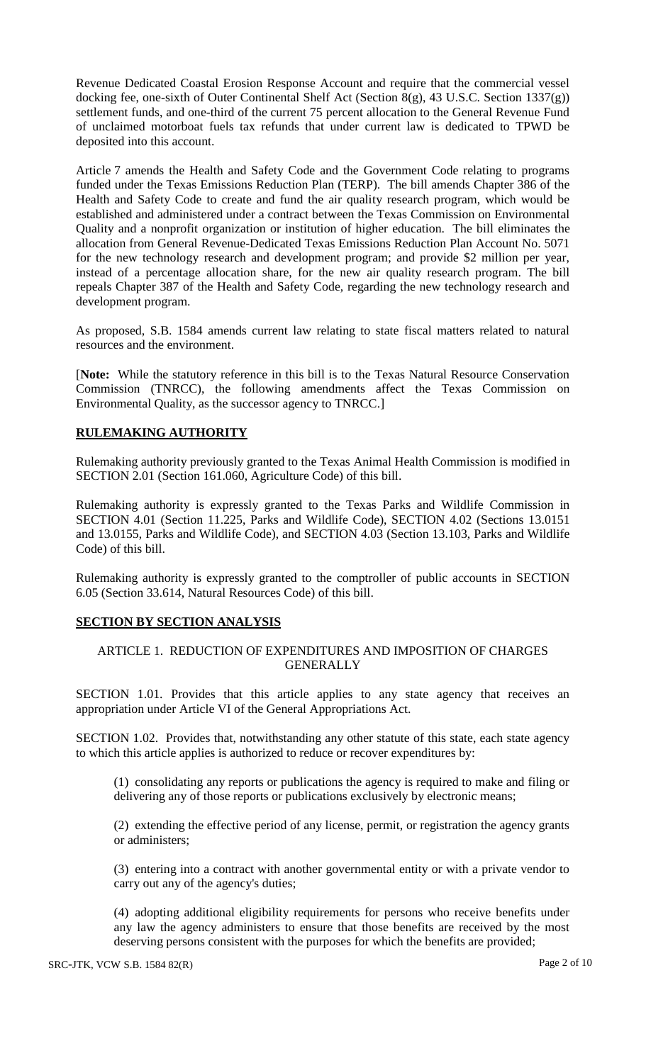Revenue Dedicated Coastal Erosion Response Account and require that the commercial vessel docking fee, one-sixth of Outer Continental Shelf Act (Section 8(g), 43 U.S.C. Section 1337(g)) settlement funds, and one-third of the current 75 percent allocation to the General Revenue Fund of unclaimed motorboat fuels tax refunds that under current law is dedicated to TPWD be deposited into this account.

Article 7 amends the Health and Safety Code and the Government Code relating to programs funded under the Texas Emissions Reduction Plan (TERP). The bill amends Chapter 386 of the Health and Safety Code to create and fund the air quality research program, which would be established and administered under a contract between the Texas Commission on Environmental Quality and a nonprofit organization or institution of higher education. The bill eliminates the allocation from General Revenue-Dedicated Texas Emissions Reduction Plan Account No. 5071 for the new technology research and development program; and provide $2 million per year, instead of a percentage allocation share, for the new air quality research program. The bill repeals Chapter 387 of the Health and Safety Code, regarding the new technology research and development program.

As proposed, S.B. 1584 amends current law relating to state fiscal matters related to natural resources and the environment.

[**Note:** While the statutory reference in this bill is to the Texas Natural Resource Conservation Commission (TNRCC), the following amendments affect the Texas Commission on Environmental Quality, as the successor agency to TNRCC.]

## RULEMAKING AUTHORITY

Rulemaking authority previously granted to the Texas Animal Health Commission is modified in SECTION 2.01 (Section 161.060, Agriculture Code) of this bill.

Rulemaking authority is expressly granted to the Texas Parks and Wildlife Commission in SECTION 4.01 (Section 11.225, Parks and Wildlife Code), SECTION 4.02 (Sections 13.0151 and 13.0155, Parks and Wildlife Code), and SECTION 4.03 (Section 13.103, Parks and Wildlife Code) of this bill.

Rulemaking authority is expressly granted to the comptroller of public accounts in SECTION 6.05 (Section 33.614, Natural Resources Code) of this bill.

## SECTION BY SECTION ANALYSIS

### ARTICLE 1. REDUCTION OF EXPENDITURES AND IMPOSITION OF CHARGES GENERALLY

SECTION 1.01. Provides that this article applies to any state agency that receives an appropriation under Article VI of the General Appropriations Act.

SECTION 1.02. Provides that, notwithstanding any other statute of this state, each state agency to which this article applies is authorized to reduce or recover expenditures by:

(1) consolidating any reports or publications the agency is required to make and filing or delivering any of those reports or publications exclusively by electronic means;

(2) extending the effective period of any license, permit, or registration the agency grants or administers;

(3) entering into a contract with another governmental entity or with a private vendor to carry out any of the agency's duties;

(4) adopting additional eligibility requirements for persons who receive benefits under any law the agency administers to ensure that those benefits are received by the most deserving persons consistent with the purposes for which the benefits are provided;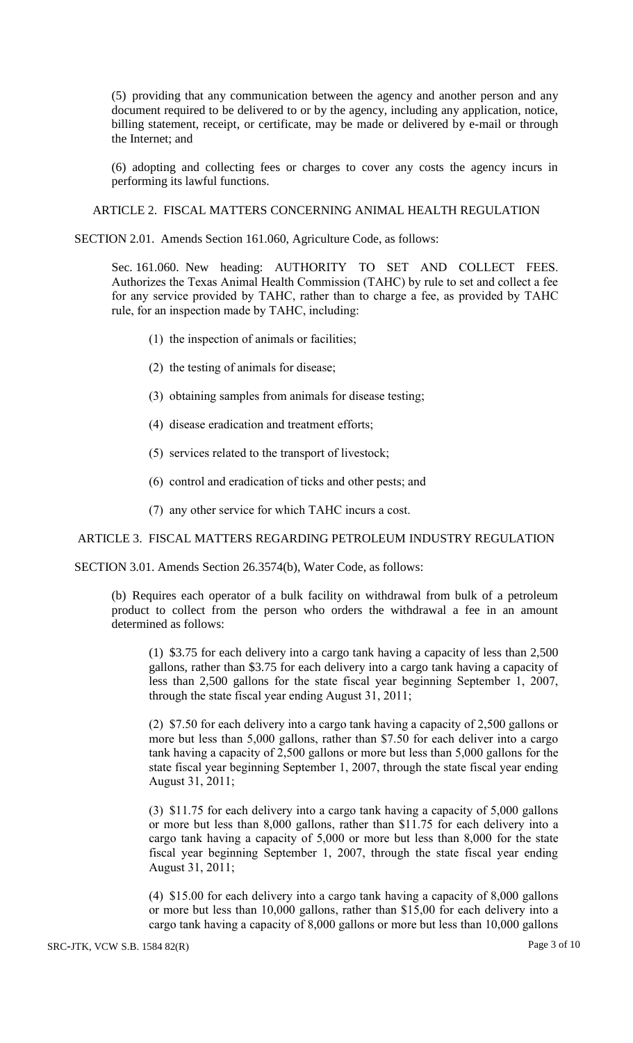(5) providing that any communication between the agency and another person and any document required to be delivered to or by the agency, including any application, notice, billing statement, receipt, or certificate, may be made or delivered by e-mail or through the Internet; and

(6) adopting and collecting fees or charges to cover any costs the agency incurs in performing its lawful functions.

ARTICLE 2. FISCAL MATTERS CONCERNING ANIMAL HEALTH REGULATION

SECTION 2.01. Amends Section 161.060, Agriculture Code, as follows:

Sec. 161.060. New heading: AUTHORITY TO SET AND COLLECT FEES. Authorizes the Texas Animal Health Commission (TAHC) by rule to set and collect a fee for any service provided by TAHC, rather than to charge a fee, as provided by TAHC rule, for an inspection made by TAHC, including:

(1) the inspection of animals or facilities;

(2) the testing of animals for disease;

(3) obtaining samples from animals for disease testing;

(4) disease eradication and treatment efforts;

(5) services related to the transport of livestock;

(6) control and eradication of ticks and other pests; and

(7) any other service for which TAHC incurs a cost.

ARTICLE 3. FISCAL MATTERS REGARDING PETROLEUM INDUSTRY REGULATION

SECTION 3.01. Amends Section 26.3574(b), Water Code, as follows:

(b) Requires each operator of a bulk facility on withdrawal from bulk of a petroleum product to collect from the person who orders the withdrawal a fee in an amount determined as follows:

(1) \$3.75 for each delivery into a cargo tank having a capacity of less than 2,500 gallons, rather than \$3.75 for each delivery into a cargo tank having a capacity of less than 2,500 gallons for the state fiscal year beginning September 1, 2007, through the state fiscal year ending August 31, 2011;

(2) \$7.50 for each delivery into a cargo tank having a capacity of 2,500 gallons or more but less than 5,000 gallons, rather than \$7.50 for each deliver into a cargo tank having a capacity of 2,500 gallons or more but less than 5,000 gallons for the state fiscal year beginning September 1, 2007, through the state fiscal year ending August 31, 2011;

(3) \$11.75 for each delivery into a cargo tank having a capacity of 5,000 gallons or more but less than 8,000 gallons, rather than \$11.75 for each delivery into a cargo tank having a capacity of 5,000 or more but less than 8,000 for the state fiscal year beginning September 1, 2007, through the state fiscal year ending August 31, 2011;

(4) \$15.00 for each delivery into a cargo tank having a capacity of 8,000 gallons or more but less than 10,000 gallons, rather than \$15,00 for each delivery into a cargo tank having a capacity of 8,000 gallons or more but less than 10,000 gallons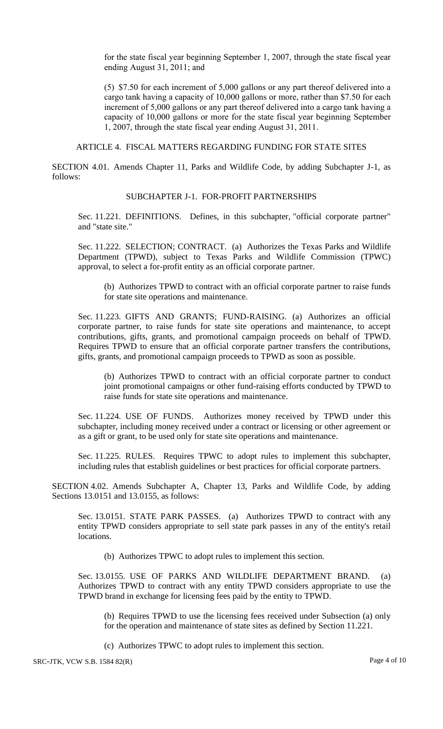for the state fiscal year beginning September 1, 2007, through the state fiscal year ending August 31, 2011; and

(5) $7.50 for each increment of 5,000 gallons or any part thereof delivered into a cargo tank having a capacity of 10,000 gallons or more, rather than $7.50 for each increment of 5,000 gallons or any part thereof delivered into a cargo tank having a capacity of 10,000 gallons or more for the state fiscal year beginning September 1, 2007, through the state fiscal year ending August 31, 2011.

ARTICLE 4. FISCAL MATTERS REGARDING FUNDING FOR STATE SITES

SECTION 4.01. Amends Chapter 11, Parks and Wildlife Code, by adding Subchapter J-1, as follows:

SUBCHAPTER J-1. FOR-PROFIT PARTNERSHIPS

Sec. 11.221. DEFINITIONS. Defines, in this subchapter, "official corporate partner" and "state site."

Sec. 11.222. SELECTION; CONTRACT. (a) Authorizes the Texas Parks and Wildlife Department (TPWD), subject to Texas Parks and Wildlife Commission (TPWC) approval, to select a for-profit entity as an official corporate partner.

(b) Authorizes TPWD to contract with an official corporate partner to raise funds for state site operations and maintenance.

Sec. 11.223. GIFTS AND GRANTS; FUND-RAISING. (a) Authorizes an official corporate partner, to raise funds for state site operations and maintenance, to accept contributions, gifts, grants, and promotional campaign proceeds on behalf of TPWD. Requires TPWD to ensure that an official corporate partner transfers the contributions, gifts, grants, and promotional campaign proceeds to TPWD as soon as possible.

(b) Authorizes TPWD to contract with an official corporate partner to conduct joint promotional campaigns or other fund-raising efforts conducted by TPWD to raise funds for state site operations and maintenance.

Sec. 11.224. USE OF FUNDS. Authorizes money received by TPWD under this subchapter, including money received under a contract or licensing or other agreement or as a gift or grant, to be used only for state site operations and maintenance.

Sec. 11.225. RULES. Requires TPWC to adopt rules to implement this subchapter, including rules that establish guidelines or best practices for official corporate partners.

SECTION 4.02. Amends Subchapter A, Chapter 13, Parks and Wildlife Code, by adding Sections 13.0151 and 13.0155, as follows:

Sec. 13.0151. STATE PARK PASSES. (a) Authorizes TPWD to contract with any entity TPWD considers appropriate to sell state park passes in any of the entity's retail locations.

(b) Authorizes TPWC to adopt rules to implement this section.

Sec. 13.0155. USE OF PARKS AND WILDLIFE DEPARTMENT BRAND. (a) Authorizes TPWD to contract with any entity TPWD considers appropriate to use the TPWD brand in exchange for licensing fees paid by the entity to TPWD.

(b) Requires TPWD to use the licensing fees received under Subsection (a) only for the operation and maintenance of state sites as defined by Section 11.221.

(c) Authorizes TPWC to adopt rules to implement this section.

SRC-JTK, VCW S.B. 1584 82(R)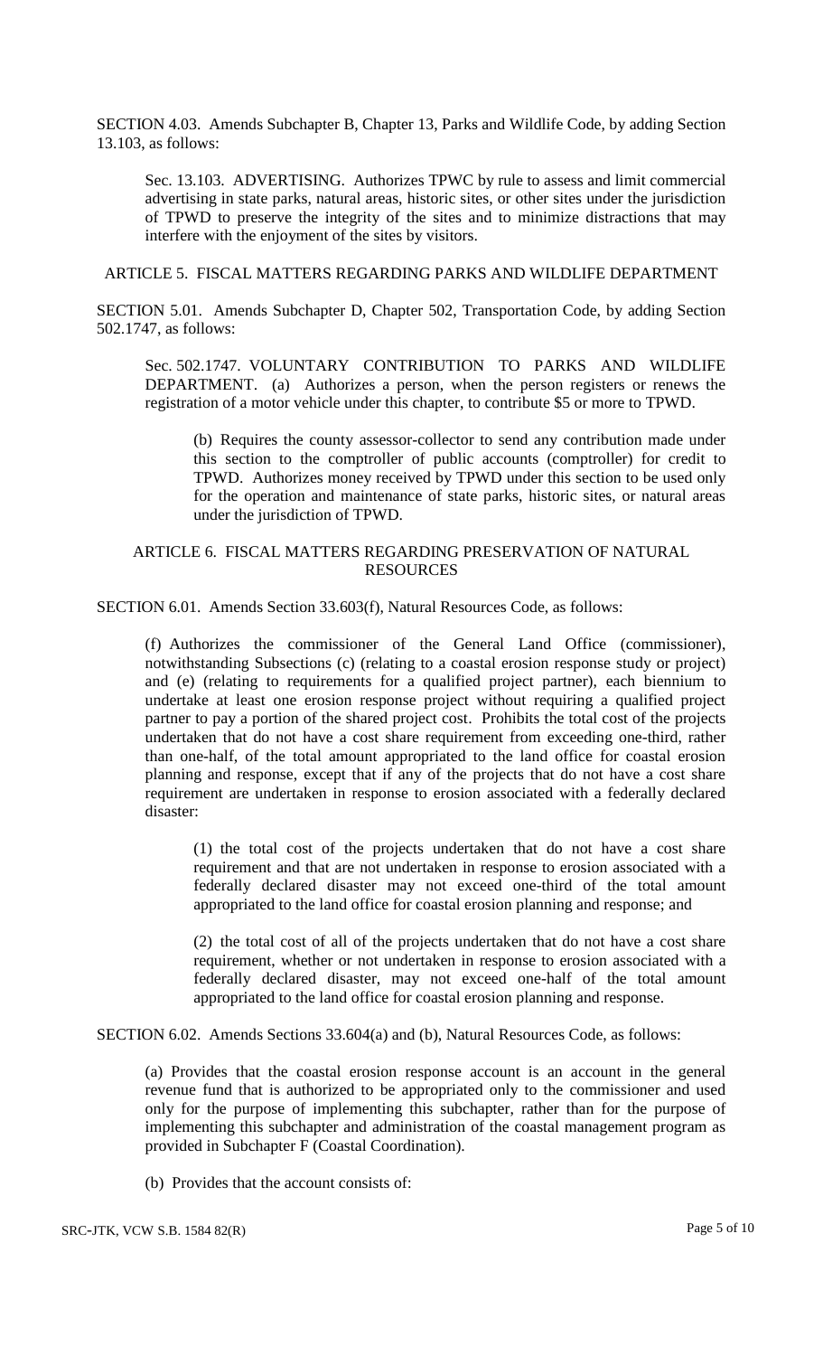SECTION 4.03. Amends Subchapter B, Chapter 13, Parks and Wildlife Code, by adding Section 13.103, as follows:

Sec. 13.103. ADVERTISING. Authorizes TPWC by rule to assess and limit commercial advertising in state parks, natural areas, historic sites, or other sites under the jurisdiction of TPWD to preserve the integrity of the sites and to minimize distractions that may interfere with the enjoyment of the sites by visitors.

ARTICLE 5. FISCAL MATTERS REGARDING PARKS AND WILDLIFE DEPARTMENT

SECTION 5.01. Amends Subchapter D, Chapter 502, Transportation Code, by adding Section 502.1747, as follows:

Sec. 502.1747. VOLUNTARY CONTRIBUTION TO PARKS AND WILDLIFE DEPARTMENT. (a) Authorizes a person, when the person registers or renews the registration of a motor vehicle under this chapter, to contribute $5 or more to TPWD.

(b) Requires the county assessor-collector to send any contribution made under this section to the comptroller of public accounts (comptroller) for credit to TPWD. Authorizes money received by TPWD under this section to be used only for the operation and maintenance of state parks, historic sites, or natural areas under the jurisdiction of TPWD.

ARTICLE 6. FISCAL MATTERS REGARDING PRESERVATION OF NATURAL RESOURCES

SECTION 6.01. Amends Section 33.603(f), Natural Resources Code, as follows:

(f) Authorizes the commissioner of the General Land Office (commissioner), notwithstanding Subsections (c) (relating to a coastal erosion response study or project) and (e) (relating to requirements for a qualified project partner), each biennium to undertake at least one erosion response project without requiring a qualified project partner to pay a portion of the shared project cost. Prohibits the total cost of the projects undertaken that do not have a cost share requirement from exceeding one-third, rather than one-half, of the total amount appropriated to the land office for coastal erosion planning and response, except that if any of the projects that do not have a cost share requirement are undertaken in response to erosion associated with a federally declared disaster:

(1) the total cost of the projects undertaken that do not have a cost share requirement and that are not undertaken in response to erosion associated with a federally declared disaster may not exceed one-third of the total amount appropriated to the land office for coastal erosion planning and response; and

(2) the total cost of all of the projects undertaken that do not have a cost share requirement, whether or not undertaken in response to erosion associated with a federally declared disaster, may not exceed one-half of the total amount appropriated to the land office for coastal erosion planning and response.

SECTION 6.02. Amends Sections 33.604(a) and (b), Natural Resources Code, as follows:

(a) Provides that the coastal erosion response account is an account in the general revenue fund that is authorized to be appropriated only to the commissioner and used only for the purpose of implementing this subchapter, rather than for the purpose of implementing this subchapter and administration of the coastal management program as provided in Subchapter F (Coastal Coordination).

(b) Provides that the account consists of: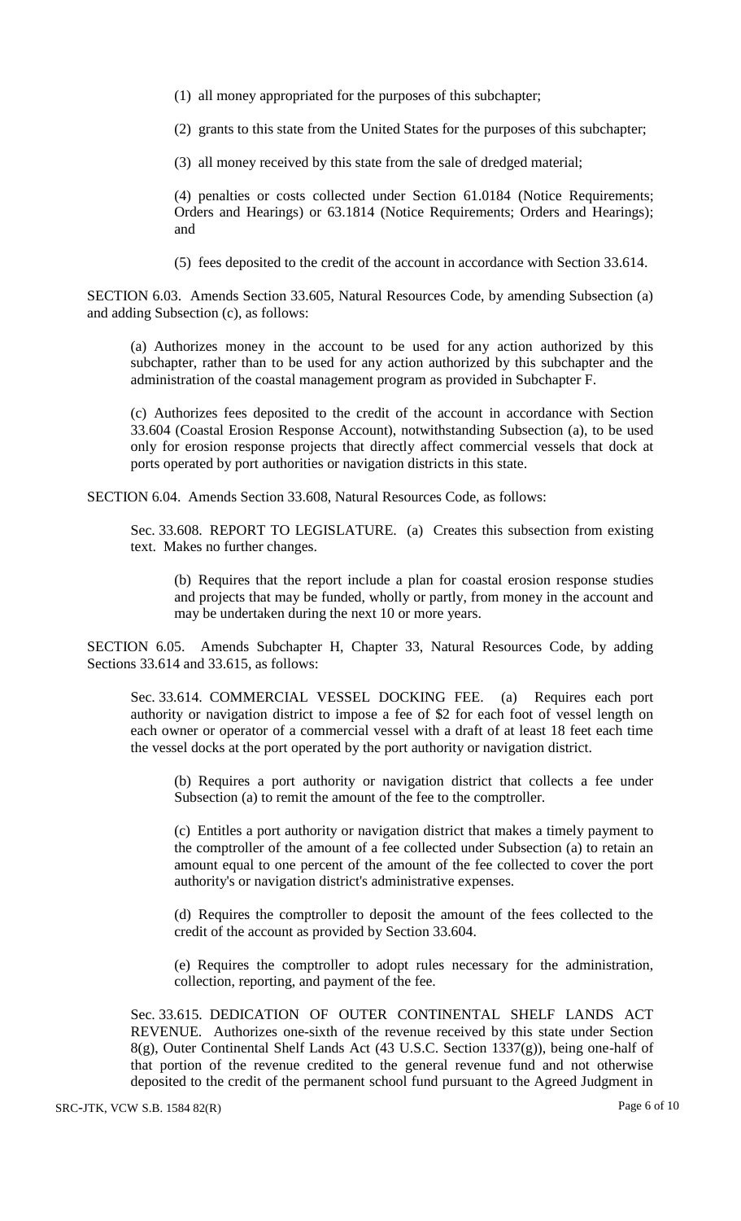(1) all money appropriated for the purposes of this subchapter;

(2) grants to this state from the United States for the purposes of this subchapter;

(3) all money received by this state from the sale of dredged material;

(4) penalties or costs collected under Section 61.0184 (Notice Requirements; Orders and Hearings) or 63.1814 (Notice Requirements; Orders and Hearings); and

(5) fees deposited to the credit of the account in accordance with Section 33.614.

SECTION 6.03. Amends Section 33.605, Natural Resources Code, by amending Subsection (a) and adding Subsection (c), as follows:

(a) Authorizes money in the account to be used for any action authorized by this subchapter, rather than to be used for any action authorized by this subchapter and the administration of the coastal management program as provided in Subchapter F.

(c) Authorizes fees deposited to the credit of the account in accordance with Section 33.604 (Coastal Erosion Response Account), notwithstanding Subsection (a), to be used only for erosion response projects that directly affect commercial vessels that dock at ports operated by port authorities or navigation districts in this state.

SECTION 6.04. Amends Section 33.608, Natural Resources Code, as follows:

Sec. 33.608. REPORT TO LEGISLATURE. (a) Creates this subsection from existing text. Makes no further changes.

(b) Requires that the report include a plan for coastal erosion response studies and projects that may be funded, wholly or partly, from money in the account and may be undertaken during the next 10 or more years.

SECTION 6.05. Amends Subchapter H, Chapter 33, Natural Resources Code, by adding Sections 33.614 and 33.615, as follows:

Sec. 33.614. COMMERCIAL VESSEL DOCKING FEE. (a) Requires each port authority or navigation district to impose a fee of $2 for each foot of vessel length on each owner or operator of a commercial vessel with a draft of at least 18 feet each time the vessel docks at the port operated by the port authority or navigation district.

(b) Requires a port authority or navigation district that collects a fee under Subsection (a) to remit the amount of the fee to the comptroller.

(c) Entitles a port authority or navigation district that makes a timely payment to the comptroller of the amount of a fee collected under Subsection (a) to retain an amount equal to one percent of the amount of the fee collected to cover the port authority's or navigation district's administrative expenses.

(d) Requires the comptroller to deposit the amount of the fees collected to the credit of the account as provided by Section 33.604.

(e) Requires the comptroller to adopt rules necessary for the administration, collection, reporting, and payment of the fee.

Sec. 33.615. DEDICATION OF OUTER CONTINENTAL SHELF LANDS ACT REVENUE. Authorizes one-sixth of the revenue received by this state under Section 8(g), Outer Continental Shelf Lands Act (43 U.S.C. Section 1337(g)), being one-half of that portion of the revenue credited to the general revenue fund and not otherwise deposited to the credit of the permanent school fund pursuant to the Agreed Judgment in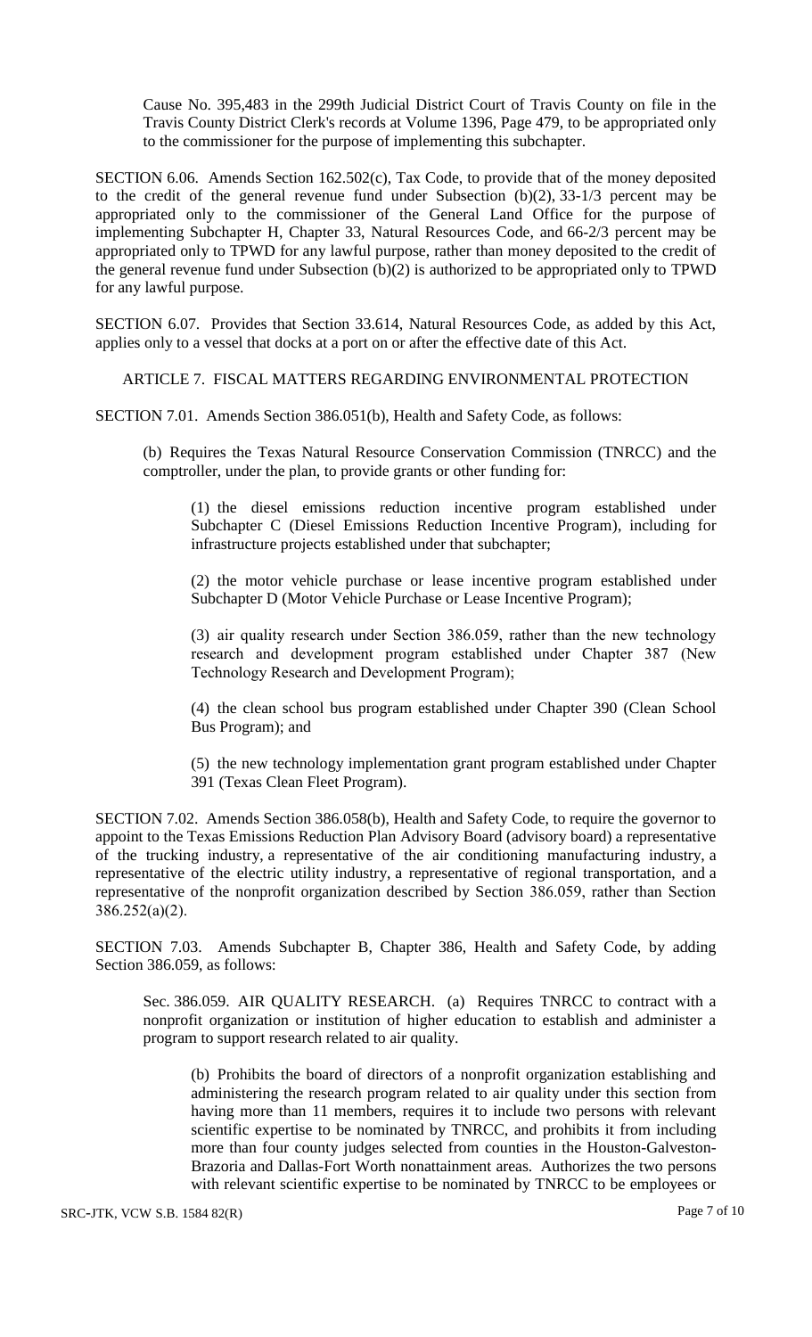Cause No. 395,483 in the 299th Judicial District Court of Travis County on file in the Travis County District Clerk's records at Volume 1396, Page 479, to be appropriated only to the commissioner for the purpose of implementing this subchapter.

SECTION 6.06. Amends Section 162.502(c), Tax Code, to provide that of the money deposited to the credit of the general revenue fund under Subsection (b)(2), 33-1/3 percent may be appropriated only to the commissioner of the General Land Office for the purpose of implementing Subchapter H, Chapter 33, Natural Resources Code, and 66-2/3 percent may be appropriated only to TPWD for any lawful purpose, rather than money deposited to the credit of the general revenue fund under Subsection (b)(2) is authorized to be appropriated only to TPWD for any lawful purpose.

SECTION 6.07. Provides that Section 33.614, Natural Resources Code, as added by this Act, applies only to a vessel that docks at a port on or after the effective date of this Act.

ARTICLE 7. FISCAL MATTERS REGARDING ENVIRONMENTAL PROTECTION

SECTION 7.01. Amends Section 386.051(b), Health and Safety Code, as follows:

(b) Requires the Texas Natural Resource Conservation Commission (TNRCC) and the comptroller, under the plan, to provide grants or other funding for:

(1) the diesel emissions reduction incentive program established under Subchapter C (Diesel Emissions Reduction Incentive Program), including for infrastructure projects established under that subchapter;

(2) the motor vehicle purchase or lease incentive program established under Subchapter D (Motor Vehicle Purchase or Lease Incentive Program);

(3) air quality research under Section 386.059, rather than the new technology research and development program established under Chapter 387 (New Technology Research and Development Program);

(4) the clean school bus program established under Chapter 390 (Clean School Bus Program); and

(5) the new technology implementation grant program established under Chapter 391 (Texas Clean Fleet Program).

SECTION 7.02. Amends Section 386.058(b), Health and Safety Code, to require the governor to appoint to the Texas Emissions Reduction Plan Advisory Board (advisory board) a representative of the trucking industry, a representative of the air conditioning manufacturing industry, a representative of the electric utility industry, a representative of regional transportation, and a representative of the nonprofit organization described by Section 386.059, rather than Section 386.252(a)(2).

SECTION 7.03. Amends Subchapter B, Chapter 386, Health and Safety Code, by adding Section 386.059, as follows:

Sec. 386.059. AIR QUALITY RESEARCH. (a) Requires TNRCC to contract with a nonprofit organization or institution of higher education to establish and administer a program to support research related to air quality.

(b) Prohibits the board of directors of a nonprofit organization establishing and administering the research program related to air quality under this section from having more than 11 members, requires it to include two persons with relevant scientific expertise to be nominated by TNRCC, and prohibits it from including more than four county judges selected from counties in the Houston-Galveston-Brazoria and Dallas-Fort Worth nonattainment areas. Authorizes the two persons with relevant scientific expertise to be nominated by TNRCC to be employees or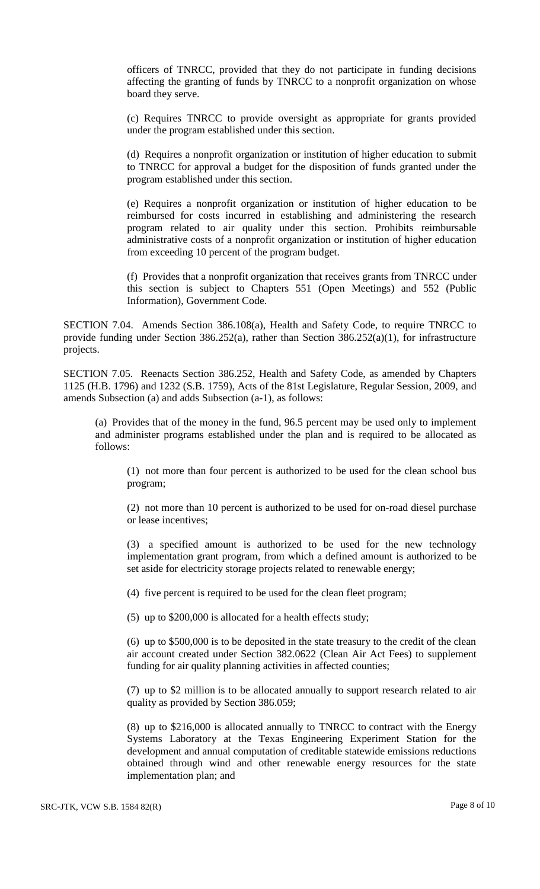officers of TNRCC, provided that they do not participate in funding decisions affecting the granting of funds by TNRCC to a nonprofit organization on whose board they serve.

(c) Requires TNRCC to provide oversight as appropriate for grants provided under the program established under this section.

(d) Requires a nonprofit organization or institution of higher education to submit to TNRCC for approval a budget for the disposition of funds granted under the program established under this section.

(e) Requires a nonprofit organization or institution of higher education to be reimbursed for costs incurred in establishing and administering the research program related to air quality under this section. Prohibits reimbursable administrative costs of a nonprofit organization or institution of higher education from exceeding 10 percent of the program budget.

(f) Provides that a nonprofit organization that receives grants from TNRCC under this section is subject to Chapters 551 (Open Meetings) and 552 (Public Information), Government Code.

SECTION 7.04. Amends Section 386.108(a), Health and Safety Code, to require TNRCC to provide funding under Section 386.252(a), rather than Section 386.252(a)(1), for infrastructure projects.

SECTION 7.05. Reenacts Section 386.252, Health and Safety Code, as amended by Chapters 1125 (H.B. 1796) and 1232 (S.B. 1759), Acts of the 81st Legislature, Regular Session, 2009, and amends Subsection (a) and adds Subsection (a-1), as follows:

(a) Provides that of the money in the fund, 96.5 percent may be used only to implement and administer programs established under the plan and is required to be allocated as follows:

(1) not more than four percent is authorized to be used for the clean school bus program;

(2) not more than 10 percent is authorized to be used for on-road diesel purchase or lease incentives;

(3) a specified amount is authorized to be used for the new technology implementation grant program, from which a defined amount is authorized to be set aside for electricity storage projects related to renewable energy;

(4) five percent is required to be used for the clean fleet program;

(5) up to $200,000 is allocated for a health effects study;

(6) up to $500,000 is to be deposited in the state treasury to the credit of the clean air account created under Section 382.0622 (Clean Air Act Fees) to supplement funding for air quality planning activities in affected counties;

(7) up to $2 million is to be allocated annually to support research related to air quality as provided by Section 386.059;

(8) up to $216,000 is allocated annually to TNRCC to contract with the Energy Systems Laboratory at the Texas Engineering Experiment Station for the development and annual computation of creditable statewide emissions reductions obtained through wind and other renewable energy resources for the state implementation plan; and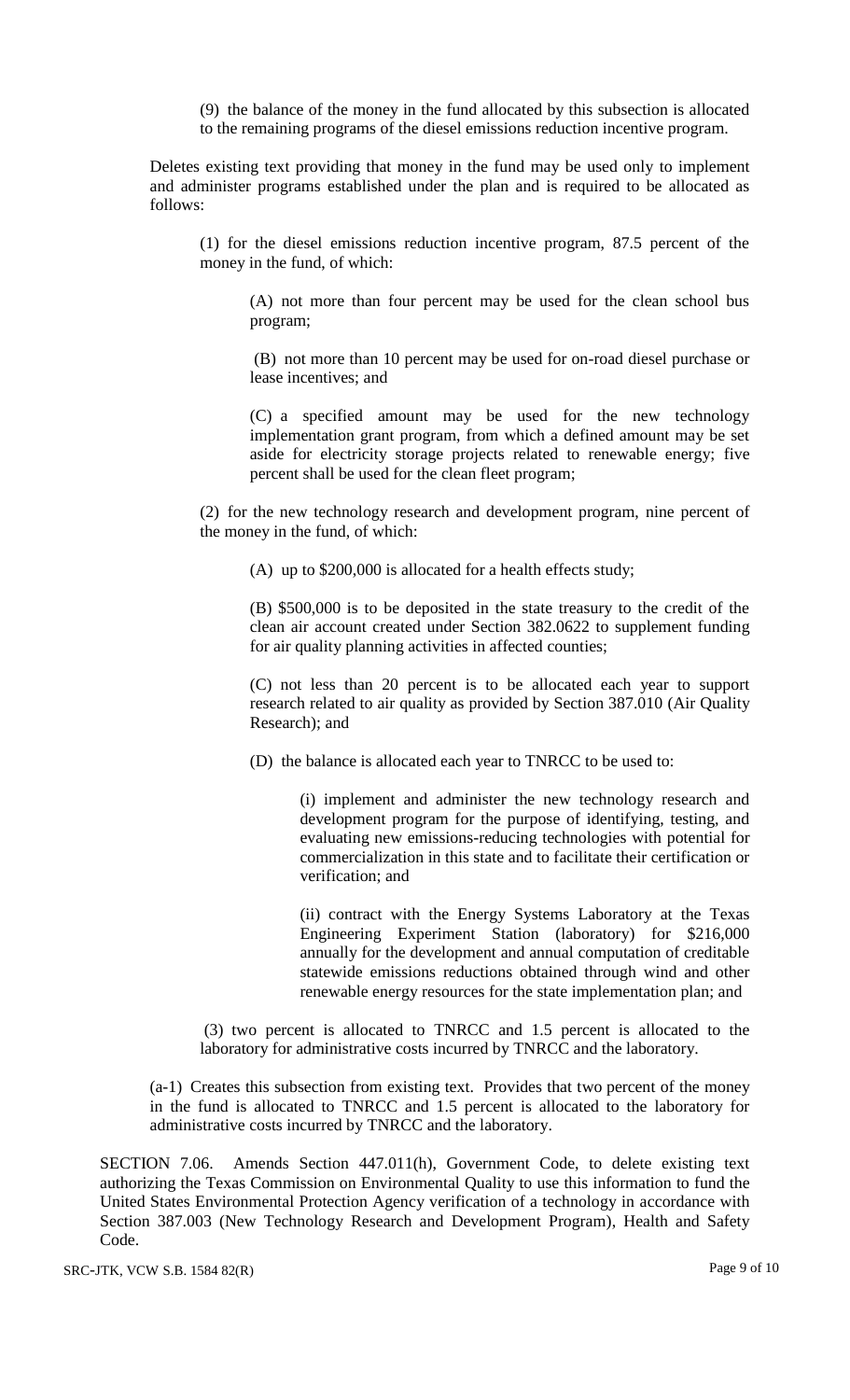(9) the balance of the money in the fund allocated by this subsection is allocated to the remaining programs of the diesel emissions reduction incentive program.

Deletes existing text providing that money in the fund may be used only to implement and administer programs established under the plan and is required to be allocated as follows:

(1) for the diesel emissions reduction incentive program, 87.5 percent of the money in the fund, of which:

(A) not more than four percent may be used for the clean school bus program;

(B) not more than 10 percent may be used for on-road diesel purchase or lease incentives; and

(C) a specified amount may be used for the new technology implementation grant program, from which a defined amount may be set aside for electricity storage projects related to renewable energy; five percent shall be used for the clean fleet program;

(2) for the new technology research and development program, nine percent of the money in the fund, of which:

(A) up to $200,000 is allocated for a health effects study;

(B) $500,000 is to be deposited in the state treasury to the credit of the clean air account created under Section 382.0622 to supplement funding for air quality planning activities in affected counties;

(C) not less than 20 percent is to be allocated each year to support research related to air quality as provided by Section 387.010 (Air Quality Research); and

(D) the balance is allocated each year to TNRCC to be used to:

(i) implement and administer the new technology research and development program for the purpose of identifying, testing, and evaluating new emissions-reducing technologies with potential for commercialization in this state and to facilitate their certification or verification; and

(ii) contract with the Energy Systems Laboratory at the Texas Engineering Experiment Station (laboratory) for $216,000 annually for the development and annual computation of creditable statewide emissions reductions obtained through wind and other renewable energy resources for the state implementation plan; and

(3) two percent is allocated to TNRCC and 1.5 percent is allocated to the laboratory for administrative costs incurred by TNRCC and the laboratory.

(a-1) Creates this subsection from existing text. Provides that two percent of the money in the fund is allocated to TNRCC and 1.5 percent is allocated to the laboratory for administrative costs incurred by TNRCC and the laboratory.

SECTION 7.06. Amends Section 447.011(h), Government Code, to delete existing text authorizing the Texas Commission on Environmental Quality to use this information to fund the United States Environmental Protection Agency verification of a technology in accordance with Section 387.003 (New Technology Research and Development Program), Health and Safety Code.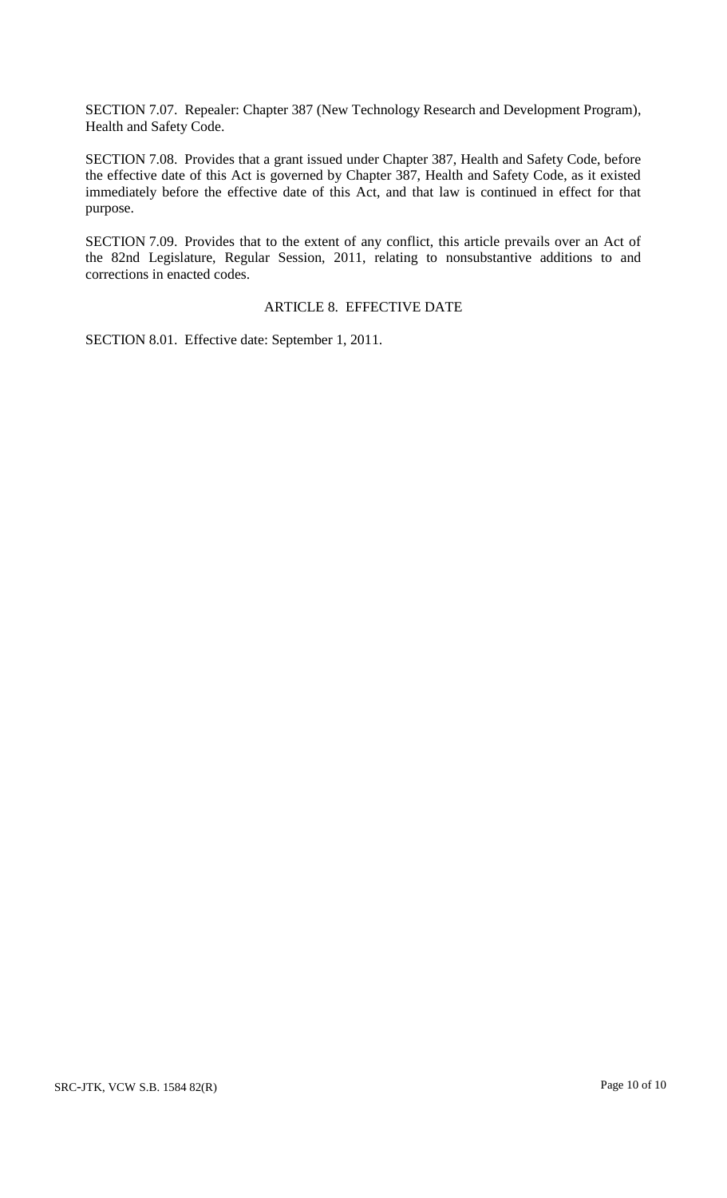SECTION 7.07. Repealer: Chapter 387 (New Technology Research and Development Program), Health and Safety Code.

SECTION 7.08. Provides that a grant issued under Chapter 387, Health and Safety Code, before the effective date of this Act is governed by Chapter 387, Health and Safety Code, as it existed immediately before the effective date of this Act, and that law is continued in effect for that purpose.

SECTION 7.09. Provides that to the extent of any conflict, this article prevails over an Act of the 82nd Legislature, Regular Session, 2011, relating to nonsubstantive additions to and corrections in enacted codes.

## ARTICLE 8. EFFECTIVE DATE

SECTION 8.01. Effective date: September 1, 2011.